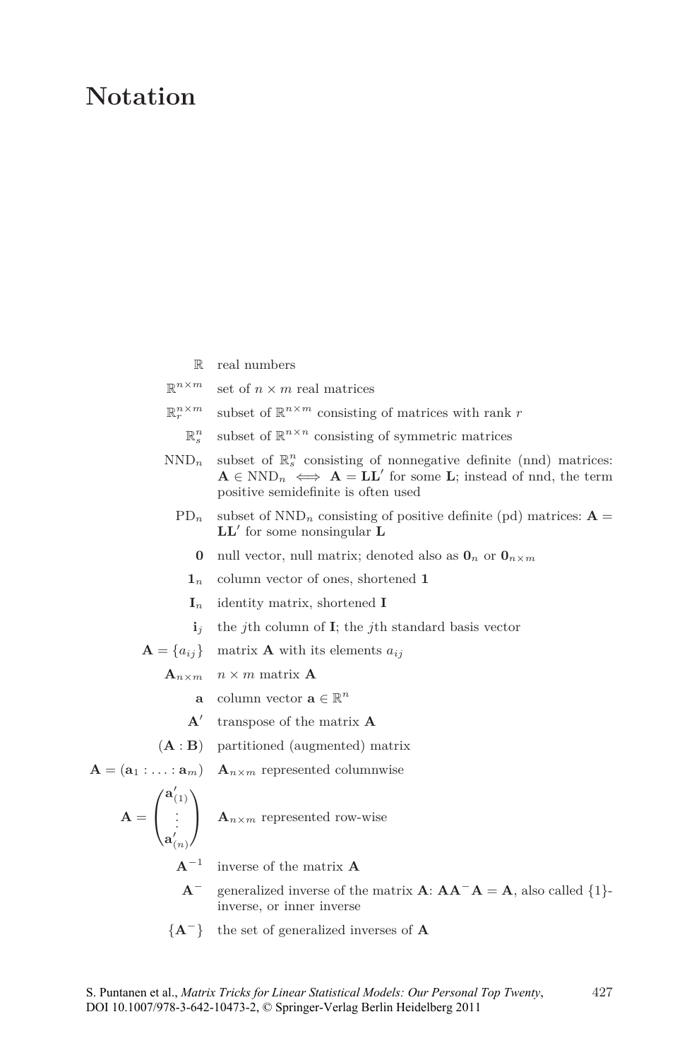# Notation

| | |
|---|---|
| $\mathbb{R}$ | real numbers |
| $\mathbb{R}^{n\times m}$ | set of $n \times m$ real matrices |
| $\mathbb{R}^{n\times m}_r$ | subset of $\mathbb{R}^{n\times m}$ consisting of matrices with rank $r$ |
| $\mathbb{R}^n_s$ | subset of $\mathbb{R}^{n\times n}$ consisting of symmetric matrices |
| $\mathrm{NND}_n$ | subset of $\mathbb{R}^n_s$ consisting of nonnegative definite (nnd) matrices: $\mathbf{A} \in \mathrm{NND}_n \iff \mathbf{A} = \mathbf{LL}'$ for some $\mathbf{L}$; instead of nnd, the term positive semidefinite is often used |
| $\mathrm{PD}_n$ | subset of $\mathrm{NND}_n$ consisting of positive definite (pd) matrices: $\mathbf{A} = \mathbf{LL}'$ for some nonsingular $\mathbf{L}$ |
| $\mathbf{0}$ | null vector, null matrix; denoted also as $\mathbf{0}_n$ or $\mathbf{0}_{n\times m}$ |
| $\mathbf{1}_n$ | column vector of ones, shortened $\mathbf{1}$ |
| $\mathbf{I}_n$ | identity matrix, shortened $\mathbf{I}$ |
| $\mathbf{i}_j$ | the $j$th column of $\mathbf{I}$; the $j$th standard basis vector |
| $\mathbf{A} = \{a_{ij}\}$ | matrix $\mathbf{A}$ with its elements $a_{ij}$ |
| $\mathbf{A}_{n\times m}$ | $n \times m$ matrix $\mathbf{A}$ |
| $\mathbf{a}$ | column vector $\mathbf{a} \in \mathbb{R}^n$ |
| $\mathbf{A}'$ | transpose of the matrix $\mathbf{A}$ |
| $(\mathbf{A} : \mathbf{B})$ | partitioned (augmented) matrix |
| $\mathbf{A} = (\mathbf{a}_1 : \ldots : \mathbf{a}_m)$ | $\mathbf{A}_{n\times m}$ represented columnwise |
| $\mathbf{A} = \begin{pmatrix} \mathbf{a}'_{(1)} \\ \vdots \\ \mathbf{a}'_{(n)} \end{pmatrix}$ | $\mathbf{A}_{n\times m}$ represented row-wise |
| $\mathbf{A}^{-1}$ | inverse of the matrix $\mathbf{A}$ |
| $\mathbf{A}^{-}$ | generalized inverse of the matrix $\mathbf{A}$: $\mathbf{AA}^{-}\mathbf{A} = \mathbf{A}$, also called $\{1\}$-inverse, or inner inverse |
| $\{\mathbf{A}^{-}\}$ | the set of generalized inverses of $\mathbf{A}$ |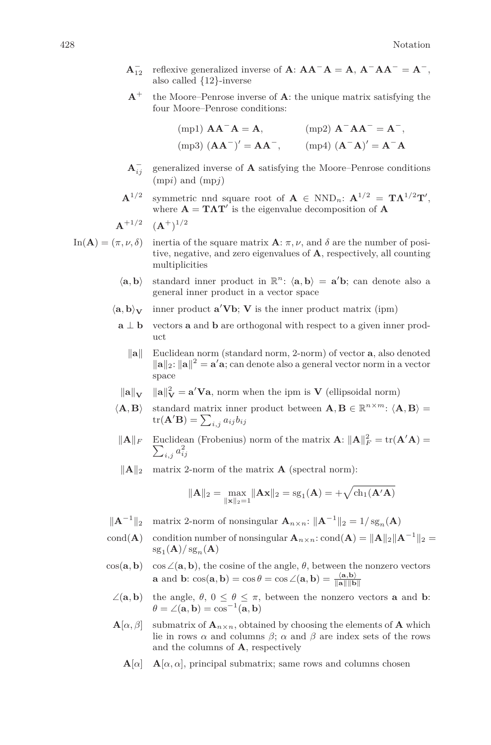$\mathbf{A}_{12}^{-}$ reflexive generalized inverse of $\mathbf{A}$: $\mathbf{A}\mathbf{A}^{-}\mathbf{A} = \mathbf{A}$, $\mathbf{A}^{-}\mathbf{A}\mathbf{A}^{-} = \mathbf{A}^{-}$, also called {12}-inverse

$\mathbf{A}^{+}$ the Moore–Penrose inverse of $\mathbf{A}$: the unique matrix satisfying the four Moore–Penrose conditions:

$$\text{(mp1) } \mathbf{A}\mathbf{A}^{-}\mathbf{A} = \mathbf{A}, \qquad \text{(mp2) } \mathbf{A}^{-}\mathbf{A}\mathbf{A}^{-} = \mathbf{A}^{-},$$
$$\text{(mp3) } (\mathbf{A}\mathbf{A}^{-})' = \mathbf{A}\mathbf{A}^{-}, \qquad \text{(mp4) } (\mathbf{A}^{-}\mathbf{A})' = \mathbf{A}^{-}\mathbf{A}$$

$\mathbf{A}_{ij}^{-}$ generalized inverse of $\mathbf{A}$ satisfying the Moore–Penrose conditions (mp$i$) and (mp$j$)

$\mathbf{A}^{1/2}$ symmetric nnd square root of $\mathbf{A} \in \text{NND}_n$: $\mathbf{A}^{1/2} = \mathbf{T}\mathbf{\Lambda}^{1/2}\mathbf{T}'$, where $\mathbf{A} = \mathbf{T}\mathbf{\Lambda}\mathbf{T}'$ is the eigenvalue decomposition of $\mathbf{A}$

$\mathbf{A}^{+1/2}$ $(\mathbf{A}^{+})^{1/2}$

$\text{In}(\mathbf{A}) = (\pi, \nu, \delta)$ inertia of the square matrix $\mathbf{A}$: $\pi, \nu$, and $\delta$ are the number of positive, negative, and zero eigenvalues of $\mathbf{A}$, respectively, all counting multiplicities

$\langle \mathbf{a}, \mathbf{b} \rangle$ standard inner product in $\mathbb{R}^n$: $\langle \mathbf{a}, \mathbf{b} \rangle = \mathbf{a}'\mathbf{b}$; can denote also a general inner product in a vector space

$\langle \mathbf{a}, \mathbf{b} \rangle_{\mathbf{V}}$ inner product $\mathbf{a}'\mathbf{V}\mathbf{b}$; $\mathbf{V}$ is the inner product matrix (ipm)

$\mathbf{a} \perp \mathbf{b}$ vectors $\mathbf{a}$ and $\mathbf{b}$ are orthogonal with respect to a given inner product

$\|\mathbf{a}\|$ Euclidean norm (standard norm, 2-norm) of vector $\mathbf{a}$, also denoted $\|\mathbf{a}\|_2$: $\|\mathbf{a}\|^2 = \mathbf{a}'\mathbf{a}$; can denote also a general vector norm in a vector space

$\|\mathbf{a}\|_{\mathbf{V}}$ $\|\mathbf{a}\|_{\mathbf{V}}^2 = \mathbf{a}'\mathbf{V}\mathbf{a}$, norm when the ipm is $\mathbf{V}$ (ellipsoidal norm)

$\langle \mathbf{A}, \mathbf{B} \rangle$ standard matrix inner product between $\mathbf{A}, \mathbf{B} \in \mathbb{R}^{n\times m}$: $\langle \mathbf{A}, \mathbf{B} \rangle = \text{tr}(\mathbf{A}'\mathbf{B}) = \sum_{i,j} a_{ij}b_{ij}$

$\|\mathbf{A}\|_F$ Euclidean (Frobenius) norm of the matrix $\mathbf{A}$: $\|\mathbf{A}\|_F^2 = \text{tr}(\mathbf{A}'\mathbf{A}) = \sum_{i,j} a_{ij}^2$

$\|\mathbf{A}\|_2$ matrix 2-norm of the matrix $\mathbf{A}$ (spectral norm):

$$\|\mathbf{A}\|_2 = \max_{\|\mathbf{x}\|_2=1} \|\mathbf{A}\mathbf{x}\|_2 = \text{sg}_1(\mathbf{A}) = +\sqrt{\text{ch}_1(\mathbf{A}'\mathbf{A})}$$

$\|\mathbf{A}^{-1}\|_2$ matrix 2-norm of nonsingular $\mathbf{A}_{n\times n}$: $\|\mathbf{A}^{-1}\|_2 = 1/\,\text{sg}_n(\mathbf{A})$

$\text{cond}(\mathbf{A})$ condition number of nonsingular $\mathbf{A}_{n\times n}$: $\text{cond}(\mathbf{A}) = \|\mathbf{A}\|_2\|\mathbf{A}^{-1}\|_2 = \text{sg}_1(\mathbf{A})/\,\text{sg}_n(\mathbf{A})$

$\cos(\mathbf{a}, \mathbf{b})$ $\cos\angle(\mathbf{a}, \mathbf{b})$, the cosine of the angle, $\theta$, between the nonzero vectors $\mathbf{a}$ and $\mathbf{b}$: $\cos(\mathbf{a}, \mathbf{b}) = \cos\theta = \cos\angle(\mathbf{a}, \mathbf{b}) = \frac{\langle \mathbf{a}, \mathbf{b} \rangle}{\|\mathbf{a}\|\|\mathbf{b}\|}$

$\angle(\mathbf{a}, \mathbf{b})$ the angle, $\theta$, $0 \leq \theta \leq \pi$, between the nonzero vectors $\mathbf{a}$ and $\mathbf{b}$: $\theta = \angle(\mathbf{a}, \mathbf{b}) = \cos^{-1}(\mathbf{a}, \mathbf{b})$

$\mathbf{A}[\alpha, \beta]$ submatrix of $\mathbf{A}_{n\times n}$, obtained by choosing the elements of $\mathbf{A}$ which lie in rows $\alpha$ and columns $\beta$; $\alpha$ and $\beta$ are index sets of the rows and the columns of $\mathbf{A}$, respectively

$\mathbf{A}[\alpha]$ $\mathbf{A}[\alpha, \alpha]$, principal submatrix; same rows and columns chosen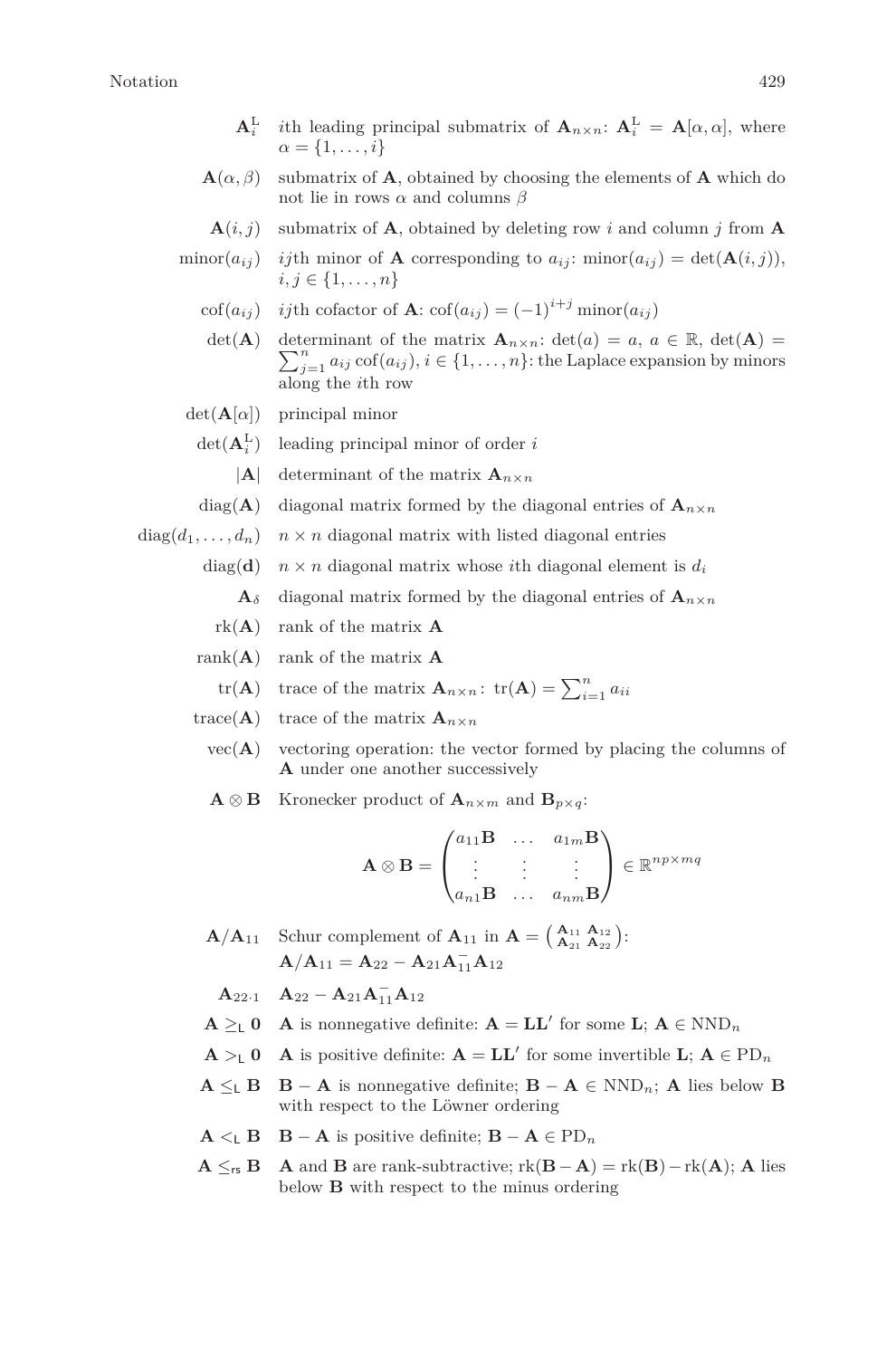$\mathbf{A}_i^{\mathrm{L}}$ — $i$th leading principal submatrix of $\mathbf{A}_{n\times n}$: $\mathbf{A}_i^{\mathrm{L}} = \mathbf{A}[\alpha,\alpha]$, where $\alpha = \{1,\dots,i\}$

$\mathbf{A}(\alpha,\beta)$ — submatrix of $\mathbf{A}$, obtained by choosing the elements of $\mathbf{A}$ which do not lie in rows $\alpha$ and columns $\beta$

$\mathbf{A}(i,j)$ — submatrix of $\mathbf{A}$, obtained by deleting row $i$ and column $j$ from $\mathbf{A}$

$\operatorname{minor}(a_{ij})$ — $ij$th minor of $\mathbf{A}$ corresponding to $a_{ij}$: $\operatorname{minor}(a_{ij}) = \det(\mathbf{A}(i,j))$, $i,j \in \{1,\dots,n\}$

$\operatorname{cof}(a_{ij})$ — $ij$th cofactor of $\mathbf{A}$: $\operatorname{cof}(a_{ij}) = (-1)^{i+j}\operatorname{minor}(a_{ij})$

$\det(\mathbf{A})$ — determinant of the matrix $\mathbf{A}_{n\times n}$: $\det(a) = a$, $a \in \mathbb{R}$, $\det(\mathbf{A}) = \sum_{j=1}^{n} a_{ij}\operatorname{cof}(a_{ij})$, $i \in \{1,\dots,n\}$: the Laplace expansion by minors along the $i$th row

$\det(\mathbf{A}[\alpha])$ — principal minor

$\det(\mathbf{A}_i^{\mathrm{L}})$ — leading principal minor of order $i$

$|\mathbf{A}|$ — determinant of the matrix $\mathbf{A}_{n\times n}$

$\operatorname{diag}(\mathbf{A})$ — diagonal matrix formed by the diagonal entries of $\mathbf{A}_{n\times n}$

$\operatorname{diag}(d_1,\dots,d_n)$ — $n\times n$ diagonal matrix with listed diagonal entries

$\operatorname{diag}(\mathbf{d})$ — $n\times n$ diagonal matrix whose $i$th diagonal element is $d_i$

$\mathbf{A}_\delta$ — diagonal matrix formed by the diagonal entries of $\mathbf{A}_{n\times n}$

$\operatorname{rk}(\mathbf{A})$ — rank of the matrix $\mathbf{A}$

$\operatorname{rank}(\mathbf{A})$ — rank of the matrix $\mathbf{A}$

$\operatorname{tr}(\mathbf{A})$ — trace of the matrix $\mathbf{A}_{n\times n}$: $\operatorname{tr}(\mathbf{A}) = \sum_{i=1}^{n} a_{ii}$

$\operatorname{trace}(\mathbf{A})$ — trace of the matrix $\mathbf{A}_{n\times n}$

$\operatorname{vec}(\mathbf{A})$ — vectoring operation: the vector formed by placing the columns of $\mathbf{A}$ under one another successively

$\mathbf{A}\otimes\mathbf{B}$ — Kronecker product of $\mathbf{A}_{n\times m}$ and $\mathbf{B}_{p\times q}$:

$$\mathbf{A}\otimes\mathbf{B} = \begin{pmatrix} a_{11}\mathbf{B} & \dots & a_{1m}\mathbf{B} \\ \vdots & \vdots & \vdots \\ a_{n1}\mathbf{B} & \dots & a_{nm}\mathbf{B} \end{pmatrix} \in \mathbb{R}^{np\times mq}$$

$\mathbf{A}/\mathbf{A}_{11}$ — Schur complement of $\mathbf{A}_{11}$ in $\mathbf{A} = \begin{pmatrix} \mathbf{A}_{11} & \mathbf{A}_{12} \\ \mathbf{A}_{21} & \mathbf{A}_{22} \end{pmatrix}$: $\mathbf{A}/\mathbf{A}_{11} = \mathbf{A}_{22} - \mathbf{A}_{21}\mathbf{A}_{11}^{-}\mathbf{A}_{12}$

$\mathbf{A}_{22\cdot 1}$ — $\mathbf{A}_{22} - \mathbf{A}_{21}\mathbf{A}_{11}^{-}\mathbf{A}_{12}$

$\mathbf{A} \geq_{\mathsf{L}} \mathbf{0}$ — $\mathbf{A}$ is nonnegative definite: $\mathbf{A} = \mathbf{L}\mathbf{L}'$ for some $\mathbf{L}$; $\mathbf{A} \in \mathrm{NND}_n$

$\mathbf{A} >_{\mathsf{L}} \mathbf{0}$ — $\mathbf{A}$ is positive definite: $\mathbf{A} = \mathbf{L}\mathbf{L}'$ for some invertible $\mathbf{L}$; $\mathbf{A} \in \mathrm{PD}_n$

$\mathbf{A} \leq_{\mathsf{L}} \mathbf{B}$ — $\mathbf{B} - \mathbf{A}$ is nonnegative definite; $\mathbf{B} - \mathbf{A} \in \mathrm{NND}_n$; $\mathbf{A}$ lies below $\mathbf{B}$ with respect to the Löwner ordering

$\mathbf{A} <_{\mathsf{L}} \mathbf{B}$ — $\mathbf{B} - \mathbf{A}$ is positive definite; $\mathbf{B} - \mathbf{A} \in \mathrm{PD}_n$

$\mathbf{A} \leq_{\mathsf{rs}} \mathbf{B}$ — $\mathbf{A}$ and $\mathbf{B}$ are rank-subtractive; $\operatorname{rk}(\mathbf{B}-\mathbf{A}) = \operatorname{rk}(\mathbf{B}) - \operatorname{rk}(\mathbf{A})$; $\mathbf{A}$ lies below $\mathbf{B}$ with respect to the minus ordering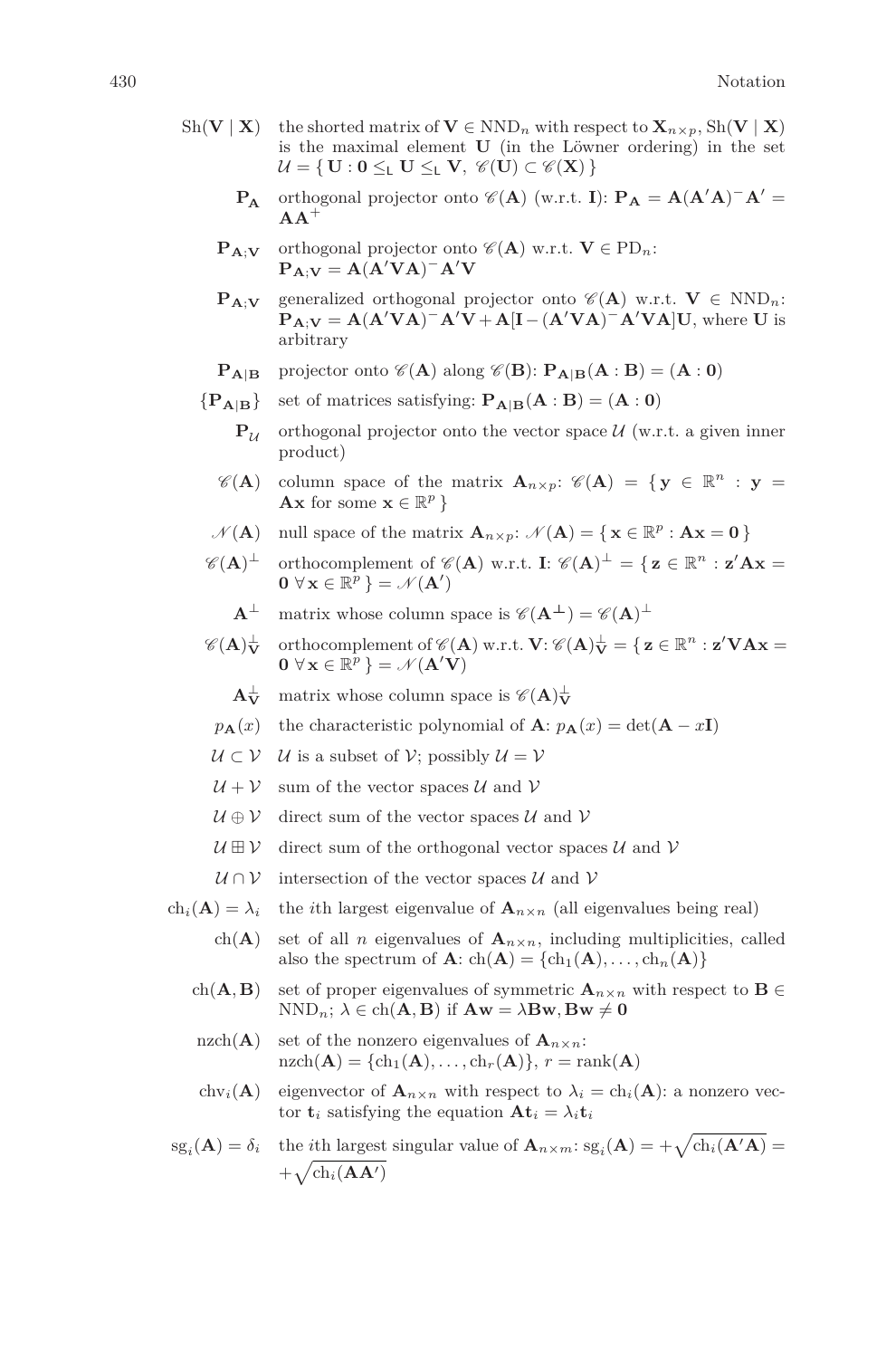$\mathrm{Sh}(\mathbf{V} \mid \mathbf{X})$ the shorted matrix of $\mathbf{V} \in \mathrm{NND}_n$ with respect to $\mathbf{X}_{n\times p}$, $\mathrm{Sh}(\mathbf{V} \mid \mathbf{X})$ is the maximal element $\mathbf{U}$ (in the Löwner ordering) in the set $\mathcal{U} = \{\, \mathbf{U} : \mathbf{0} \leq_{\mathsf{L}} \mathbf{U} \leq_{\mathsf{L}} \mathbf{V},\ \mathscr{C}(\mathbf{U}) \subset \mathscr{C}(\mathbf{X}) \,\}$

$\mathbf{P}_{\mathbf{A}}$ orthogonal projector onto $\mathscr{C}(\mathbf{A})$ (w.r.t. $\mathbf{I}$): $\mathbf{P}_{\mathbf{A}} = \mathbf{A}(\mathbf{A}'\mathbf{A})^{-}\mathbf{A}' = \mathbf{A}\mathbf{A}^{+}$

$\mathbf{P}_{\mathbf{A};\mathbf{V}}$ orthogonal projector onto $\mathscr{C}(\mathbf{A})$ w.r.t. $\mathbf{V} \in \mathrm{PD}_n$: $\mathbf{P}_{\mathbf{A};\mathbf{V}} = \mathbf{A}(\mathbf{A}'\mathbf{V}\mathbf{A})^{-}\mathbf{A}'\mathbf{V}$

$\mathbf{P}_{\mathbf{A};\mathbf{V}}$ generalized orthogonal projector onto $\mathscr{C}(\mathbf{A})$ w.r.t. $\mathbf{V} \in \mathrm{NND}_n$: $\mathbf{P}_{\mathbf{A};\mathbf{V}} = \mathbf{A}(\mathbf{A}'\mathbf{V}\mathbf{A})^{-}\mathbf{A}'\mathbf{V} + \mathbf{A}[\mathbf{I} - (\mathbf{A}'\mathbf{V}\mathbf{A})^{-}\mathbf{A}'\mathbf{V}\mathbf{A}]\mathbf{U}$, where $\mathbf{U}$ is arbitrary

$\mathbf{P}_{\mathbf{A}|\mathbf{B}}$ projector onto $\mathscr{C}(\mathbf{A})$ along $\mathscr{C}(\mathbf{B})$: $\mathbf{P}_{\mathbf{A}|\mathbf{B}}(\mathbf{A} : \mathbf{B}) = (\mathbf{A} : \mathbf{0})$

$\{\mathbf{P}_{\mathbf{A}|\mathbf{B}}\}$ set of matrices satisfying: $\mathbf{P}_{\mathbf{A}|\mathbf{B}}(\mathbf{A} : \mathbf{B}) = (\mathbf{A} : \mathbf{0})$

$\mathbf{P}_{\mathcal{U}}$ orthogonal projector onto the vector space $\mathcal{U}$ (w.r.t. a given inner product)

$\mathscr{C}(\mathbf{A})$ column space of the matrix $\mathbf{A}_{n\times p}$: $\mathscr{C}(\mathbf{A}) = \{\, \mathbf{y} \in \mathbb{R}^n : \mathbf{y} = \mathbf{A}\mathbf{x}$ for some $\mathbf{x} \in \mathbb{R}^p \,\}$

$\mathscr{N}(\mathbf{A})$ null space of the matrix $\mathbf{A}_{n\times p}$: $\mathscr{N}(\mathbf{A}) = \{\, \mathbf{x} \in \mathbb{R}^p : \mathbf{A}\mathbf{x} = \mathbf{0} \,\}$

$\mathscr{C}(\mathbf{A})^{\perp}$ orthocomplement of $\mathscr{C}(\mathbf{A})$ w.r.t. $\mathbf{I}$: $\mathscr{C}(\mathbf{A})^{\perp} = \{\, \mathbf{z} \in \mathbb{R}^n : \mathbf{z}'\mathbf{A}\mathbf{x} = \mathbf{0}\ \forall\, \mathbf{x} \in \mathbb{R}^p \,\} = \mathscr{N}(\mathbf{A}')$

$\mathbf{A}^{\perp}$ matrix whose column space is $\mathscr{C}(\mathbf{A}^{\perp}) = \mathscr{C}(\mathbf{A})^{\perp}$

$\mathscr{C}(\mathbf{A})^{\perp}_{\mathbf{V}}$ orthocomplement of $\mathscr{C}(\mathbf{A})$ w.r.t. $\mathbf{V}$: $\mathscr{C}(\mathbf{A})^{\perp}_{\mathbf{V}} = \{\, \mathbf{z} \in \mathbb{R}^n : \mathbf{z}'\mathbf{V}\mathbf{A}\mathbf{x} = \mathbf{0}\ \forall\, \mathbf{x} \in \mathbb{R}^p \,\} = \mathscr{N}(\mathbf{A}'\mathbf{V})$

$\mathbf{A}^{\perp}_{\mathbf{V}}$ matrix whose column space is $\mathscr{C}(\mathbf{A})^{\perp}_{\mathbf{V}}$

$p_{\mathbf{A}}(x)$ the characteristic polynomial of $\mathbf{A}$: $p_{\mathbf{A}}(x) = \det(\mathbf{A} - x\mathbf{I})$

$\mathcal{U} \subset \mathcal{V}$ $\mathcal{U}$ is a subset of $\mathcal{V}$; possibly $\mathcal{U} = \mathcal{V}$

$\mathcal{U} + \mathcal{V}$ sum of the vector spaces $\mathcal{U}$ and $\mathcal{V}$

$\mathcal{U} \oplus \mathcal{V}$ direct sum of the vector spaces $\mathcal{U}$ and $\mathcal{V}$

$\mathcal{U} \boxplus \mathcal{V}$ direct sum of the orthogonal vector spaces $\mathcal{U}$ and $\mathcal{V}$

$\mathcal{U} \cap \mathcal{V}$ intersection of the vector spaces $\mathcal{U}$ and $\mathcal{V}$

$\mathrm{ch}_i(\mathbf{A}) = \lambda_i$ the $i$th largest eigenvalue of $\mathbf{A}_{n\times n}$ (all eigenvalues being real)

$\mathrm{ch}(\mathbf{A})$ set of all $n$ eigenvalues of $\mathbf{A}_{n\times n}$, including multiplicities, called also the spectrum of $\mathbf{A}$: $\mathrm{ch}(\mathbf{A}) = \{\mathrm{ch}_1(\mathbf{A}), \dots, \mathrm{ch}_n(\mathbf{A})\}$

$\mathrm{ch}(\mathbf{A}, \mathbf{B})$ set of proper eigenvalues of symmetric $\mathbf{A}_{n\times n}$ with respect to $\mathbf{B} \in \mathrm{NND}_n$; $\lambda \in \mathrm{ch}(\mathbf{A}, \mathbf{B})$ if $\mathbf{A}\mathbf{w} = \lambda\mathbf{B}\mathbf{w}, \mathbf{B}\mathbf{w} \neq \mathbf{0}$

$\mathrm{nzch}(\mathbf{A})$ set of the nonzero eigenvalues of $\mathbf{A}_{n\times n}$: $\mathrm{nzch}(\mathbf{A}) = \{\mathrm{ch}_1(\mathbf{A}), \dots, \mathrm{ch}_r(\mathbf{A})\}$, $r = \mathrm{rank}(\mathbf{A})$

$\mathrm{chv}_i(\mathbf{A})$ eigenvector of $\mathbf{A}_{n\times n}$ with respect to $\lambda_i = \mathrm{ch}_i(\mathbf{A})$: a nonzero vector $\mathbf{t}_i$ satisfying the equation $\mathbf{A}\mathbf{t}_i = \lambda_i\mathbf{t}_i$

$\mathrm{sg}_i(\mathbf{A}) = \delta_i$ the $i$th largest singular value of $\mathbf{A}_{n\times m}$: $\mathrm{sg}_i(\mathbf{A}) = +\sqrt{\mathrm{ch}_i(\mathbf{A}'\mathbf{A})} = +\sqrt{\mathrm{ch}_i(\mathbf{A}\mathbf{A}')}$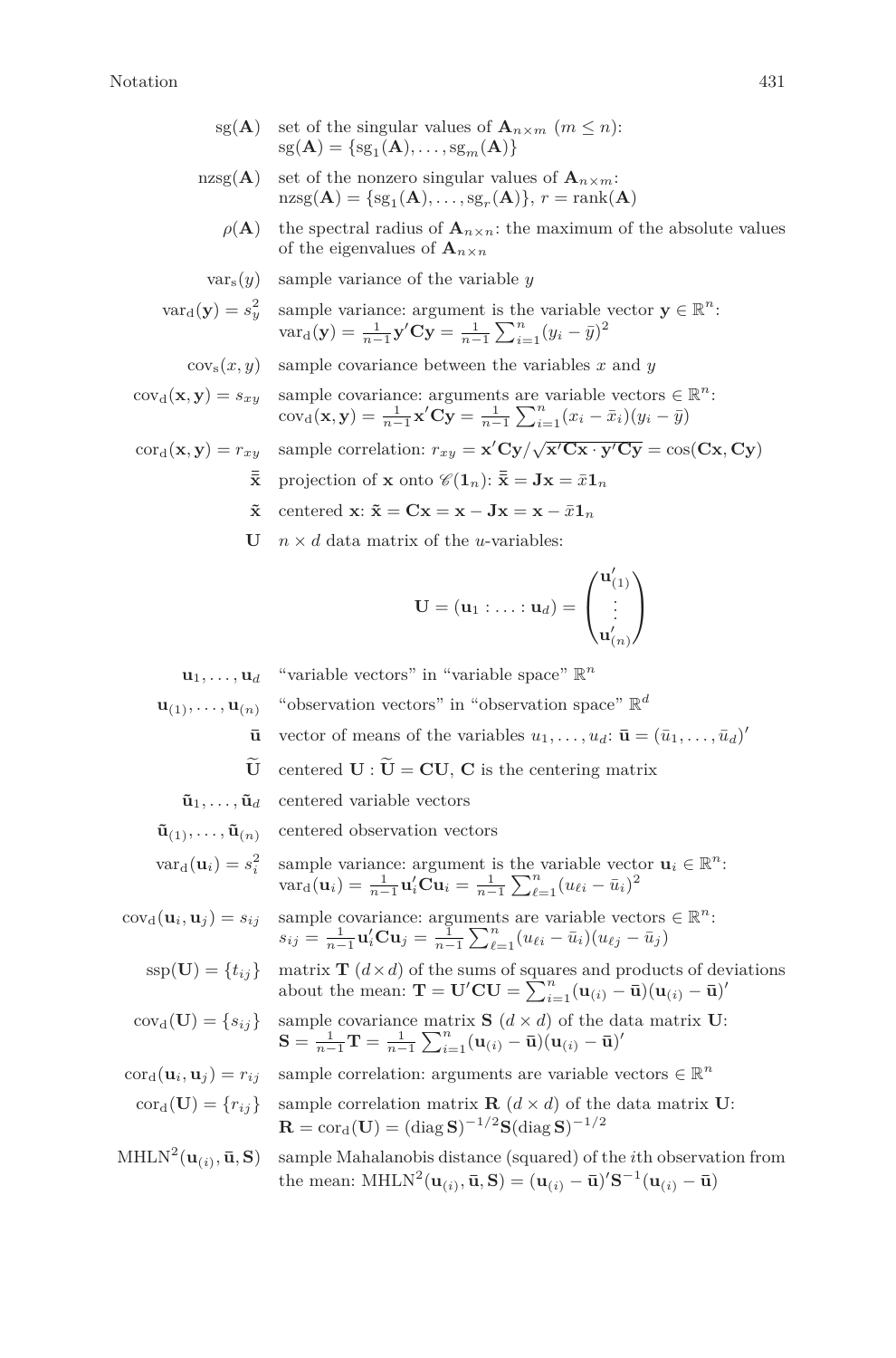| | |
|---|---|
| $\mathrm{sg}(\mathbf{A})$ | set of the singular values of $\mathbf{A}_{n\times m}$ $(m \leq n)$: $\mathrm{sg}(\mathbf{A}) = \{\mathrm{sg}_1(\mathbf{A}), \dots, \mathrm{sg}_m(\mathbf{A})\}$ |
| $\mathrm{nzsg}(\mathbf{A})$ | set of the nonzero singular values of $\mathbf{A}_{n\times m}$: $\mathrm{nzsg}(\mathbf{A}) = \{\mathrm{sg}_1(\mathbf{A}), \dots, \mathrm{sg}_r(\mathbf{A})\}$, $r = \mathrm{rank}(\mathbf{A})$ |
| $\rho(\mathbf{A})$ | the spectral radius of $\mathbf{A}_{n\times n}$: the maximum of the absolute values of the eigenvalues of $\mathbf{A}_{n\times n}$ |
| $\mathrm{vars}(y)$ | sample variance of the variable $y$ |
| $\mathrm{var_d}(\mathbf{y}) = s_y^2$ | sample variance: argument is the variable vector $\mathbf{y} \in \mathbb{R}^n$: $\mathrm{var_d}(\mathbf{y}) = \frac{1}{n-1}\mathbf{y}'\mathbf{C}\mathbf{y} = \frac{1}{n-1}\sum_{i=1}^{n}(y_i - \bar{y})^2$ |
| $\mathrm{cov_s}(x, y)$ | sample covariance between the variables $x$ and $y$ |
| $\mathrm{cov_d}(\mathbf{x}, \mathbf{y}) = s_{xy}$ | sample covariance: arguments are variable vectors $\in \mathbb{R}^n$: $\mathrm{cov_d}(\mathbf{x}, \mathbf{y}) = \frac{1}{n-1}\mathbf{x}'\mathbf{C}\mathbf{y} = \frac{1}{n-1}\sum_{i=1}^{n}(x_i - \bar{x}_i)(y_i - \bar{y})$ |
| $\mathrm{cor_d}(\mathbf{x}, \mathbf{y}) = r_{xy}$ | sample correlation: $r_{xy} = \mathbf{x}'\mathbf{C}\mathbf{y}/\sqrt{\mathbf{x}'\mathbf{C}\mathbf{x} \cdot \mathbf{y}'\mathbf{C}\mathbf{y}} = \cos(\mathbf{C}\mathbf{x}, \mathbf{C}\mathbf{y})$ |
| $\bar{\bar{\mathbf{x}}}$ | projection of $\mathbf{x}$ onto $\mathscr{C}(\mathbf{1}_n)$: $\bar{\bar{\mathbf{x}}} = \mathbf{J}\mathbf{x} = \bar{x}\mathbf{1}_n$ |
| $\tilde{\mathbf{x}}$ | centered $\mathbf{x}$: $\tilde{\mathbf{x}} = \mathbf{C}\mathbf{x} = \mathbf{x} - \mathbf{J}\mathbf{x} = \mathbf{x} - \bar{x}\mathbf{1}_n$ |
| $\mathbf{U}$ | $n \times d$ data matrix of the $u$-variables: $$\mathbf{U} = (\mathbf{u}_1 : \ldots : \mathbf{u}_d) = \begin{pmatrix} \mathbf{u}'_{(1)} \\ \vdots \\ \mathbf{u}'_{(n)} \end{pmatrix}$$ |
| $\mathbf{u}_1, \dots, \mathbf{u}_d$ | "variable vectors" in "variable space" $\mathbb{R}^n$ |
| $\mathbf{u}_{(1)}, \dots, \mathbf{u}_{(n)}$ | "observation vectors" in "observation space" $\mathbb{R}^d$ |
| $\bar{\mathbf{u}}$ | vector of means of the variables $u_1, \dots, u_d$: $\bar{\mathbf{u}} = (\bar{u}_1, \dots, \bar{u}_d)'$ |
| $\widetilde{\mathbf{U}}$ | centered $\mathbf{U}$ : $\widetilde{\mathbf{U}} = \mathbf{C}\mathbf{U}$, $\mathbf{C}$ is the centering matrix |
| $\tilde{\mathbf{u}}_1, \dots, \tilde{\mathbf{u}}_d$ | centered variable vectors |
| $\tilde{\mathbf{u}}_{(1)}, \dots, \tilde{\mathbf{u}}_{(n)}$ | centered observation vectors |
| $\mathrm{var_d}(\mathbf{u}_i) = s_i^2$ | sample variance: argument is the variable vector $\mathbf{u}_i \in \mathbb{R}^n$: $\mathrm{var_d}(\mathbf{u}_i) = \frac{1}{n-1}\mathbf{u}_i'\mathbf{C}\mathbf{u}_i = \frac{1}{n-1}\sum_{\ell=1}^{n}(u_{\ell i} - \bar{u}_i)^2$ |
| $\mathrm{cov_d}(\mathbf{u}_i, \mathbf{u}_j) = s_{ij}$ | sample covariance: arguments are variable vectors $\in \mathbb{R}^n$: $s_{ij} = \frac{1}{n-1}\mathbf{u}_i'\mathbf{C}\mathbf{u}_j = \frac{1}{n-1}\sum_{\ell=1}^{n}(u_{\ell i} - \bar{u}_i)(u_{\ell j} - \bar{u}_j)$ |
| $\mathrm{ssp}(\mathbf{U}) = \{t_{ij}\}$ | matrix $\mathbf{T}$ $(d \times d)$ of the sums of squares and products of deviations about the mean: $\mathbf{T} = \mathbf{U}'\mathbf{C}\mathbf{U} = \sum_{i=1}^{n}(\mathbf{u}_{(i)} - \bar{\mathbf{u}})(\mathbf{u}_{(i)} - \bar{\mathbf{u}})'$ |
| $\mathrm{cov_d}(\mathbf{U}) = \{s_{ij}\}$ | sample covariance matrix $\mathbf{S}$ $(d \times d)$ of the data matrix $\mathbf{U}$: $\mathbf{S} = \frac{1}{n-1}\mathbf{T} = \frac{1}{n-1}\sum_{i=1}^{n}(\mathbf{u}_{(i)} - \bar{\mathbf{u}})(\mathbf{u}_{(i)} - \bar{\mathbf{u}})'$ |
| $\mathrm{cor_d}(\mathbf{u}_i, \mathbf{u}_j) = r_{ij}$ | sample correlation: arguments are variable vectors $\in \mathbb{R}^n$ |
| $\mathrm{cor_d}(\mathbf{U}) = \{r_{ij}\}$ | sample correlation matrix $\mathbf{R}$ $(d \times d)$ of the data matrix $\mathbf{U}$: $\mathbf{R} = \mathrm{cor_d}(\mathbf{U}) = (\mathrm{diag}\,\mathbf{S})^{-1/2}\mathbf{S}(\mathrm{diag}\,\mathbf{S})^{-1/2}$ |
| $\mathrm{MHLN}^2(\mathbf{u}_{(i)}, \bar{\mathbf{u}}, \mathbf{S})$ | sample Mahalanobis distance (squared) of the $i$th observation from the mean: $\mathrm{MHLN}^2(\mathbf{u}_{(i)}, \bar{\mathbf{u}}, \mathbf{S}) = (\mathbf{u}_{(i)} - \bar{\mathbf{u}})'\mathbf{S}^{-1}(\mathbf{u}_{(i)} - \bar{\mathbf{u}})$ |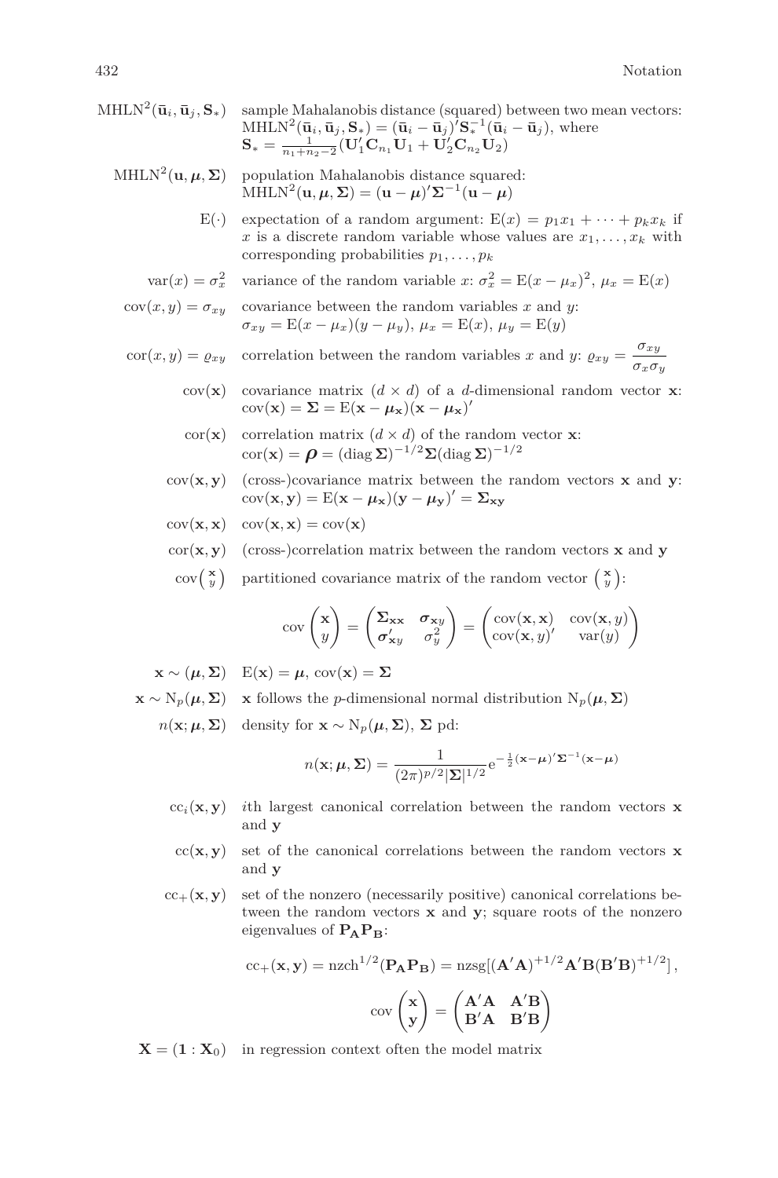$\mathrm{MHLN}^2(\bar{\mathbf{u}}_i, \bar{\mathbf{u}}_j, \mathbf{S}_*)$ sample Mahalanobis distance (squared) between two mean vectors: $\mathrm{MHLN}^2(\bar{\mathbf{u}}_i, \bar{\mathbf{u}}_j, \mathbf{S}_*) = (\bar{\mathbf{u}}_i - \bar{\mathbf{u}}_j)'\mathbf{S}_*^{-1}(\bar{\mathbf{u}}_i - \bar{\mathbf{u}}_j)$, where $\mathbf{S}_* = \frac{1}{n_1+n_2-2}(\mathbf{U}_1'\mathbf{C}_{n_1}\mathbf{U}_1 + \mathbf{U}_2'\mathbf{C}_{n_2}\mathbf{U}_2)$

$\mathrm{MHLN}^2(\mathbf{u}, \boldsymbol{\mu}, \boldsymbol{\Sigma})$ population Mahalanobis distance squared: $\mathrm{MHLN}^2(\mathbf{u}, \boldsymbol{\mu}, \boldsymbol{\Sigma}) = (\mathbf{u} - \boldsymbol{\mu})'\boldsymbol{\Sigma}^{-1}(\mathbf{u} - \boldsymbol{\mu})$

$\mathrm{E}(\cdot)$ expectation of a random argument: $\mathrm{E}(x) = p_1x_1 + \dots + p_kx_k$ if $x$ is a discrete random variable whose values are $x_1, \dots, x_k$ with corresponding probabilities $p_1, \dots, p_k$

$\mathrm{var}(x) = \sigma_x^2$ variance of the random variable $x$: $\sigma_x^2 = \mathrm{E}(x - \mu_x)^2$, $\mu_x = \mathrm{E}(x)$

$\mathrm{cov}(x, y) = \sigma_{xy}$ covariance between the random variables $x$ and $y$: $\sigma_{xy} = \mathrm{E}(x - \mu_x)(y - \mu_y)$, $\mu_x = \mathrm{E}(x)$, $\mu_y = \mathrm{E}(y)$

$\mathrm{cor}(x, y) = \varrho_{xy}$ correlation between the random variables $x$ and $y$: $\varrho_{xy} = \dfrac{\sigma_{xy}}{\sigma_x\sigma_y}$

$\mathrm{cov}(\mathbf{x})$ covariance matrix ($d \times d$) of a $d$-dimensional random vector $\mathbf{x}$: $\mathrm{cov}(\mathbf{x}) = \boldsymbol{\Sigma} = \mathrm{E}(\mathbf{x} - \boldsymbol{\mu}_\mathbf{x})(\mathbf{x} - \boldsymbol{\mu}_\mathbf{x})'$

$\mathrm{cor}(\mathbf{x})$ correlation matrix ($d \times d$) of the random vector $\mathbf{x}$: $\mathrm{cor}(\mathbf{x}) = \boldsymbol{\rho} = (\mathrm{diag}\,\boldsymbol{\Sigma})^{-1/2}\boldsymbol{\Sigma}(\mathrm{diag}\,\boldsymbol{\Sigma})^{-1/2}$

$\mathrm{cov}(\mathbf{x}, \mathbf{y})$ (cross-)covariance matrix between the random vectors $\mathbf{x}$ and $\mathbf{y}$: $\mathrm{cov}(\mathbf{x}, \mathbf{y}) = \mathrm{E}(\mathbf{x} - \boldsymbol{\mu}_\mathbf{x})(\mathbf{y} - \boldsymbol{\mu}_\mathbf{y})' = \boldsymbol{\Sigma}_{\mathbf{xy}}$

$\mathrm{cov}(\mathbf{x}, \mathbf{x})$ $\mathrm{cov}(\mathbf{x}, \mathbf{x}) = \mathrm{cov}(\mathbf{x})$

$\mathrm{cor}(\mathbf{x}, \mathbf{y})$ (cross-)correlation matrix between the random vectors $\mathbf{x}$ and $\mathbf{y}$

$\mathrm{cov}\binom{\mathbf{x}}{y}$ partitioned covariance matrix of the random vector $\binom{\mathbf{x}}{y}$:

$$\mathrm{cov}\begin{pmatrix}\mathbf{x}\\ y\end{pmatrix} = \begin{pmatrix}\boldsymbol{\Sigma}_{\mathbf{xx}} & \boldsymbol{\sigma}_{\mathbf{x}y}\\ \boldsymbol{\sigma}_{\mathbf{x}y}' & \sigma_y^2\end{pmatrix} = \begin{pmatrix}\mathrm{cov}(\mathbf{x}, \mathbf{x}) & \mathrm{cov}(\mathbf{x}, y)\\ \mathrm{cov}(\mathbf{x}, y)' & \mathrm{var}(y)\end{pmatrix}$$

$\mathbf{x} \sim (\boldsymbol{\mu}, \boldsymbol{\Sigma})$ $\mathrm{E}(\mathbf{x}) = \boldsymbol{\mu}$, $\mathrm{cov}(\mathbf{x}) = \boldsymbol{\Sigma}$

$\mathbf{x} \sim \mathrm{N}_p(\boldsymbol{\mu}, \boldsymbol{\Sigma})$ $\mathbf{x}$ follows the $p$-dimensional normal distribution $\mathrm{N}_p(\boldsymbol{\mu}, \boldsymbol{\Sigma})$

$n(\mathbf{x}; \boldsymbol{\mu}, \boldsymbol{\Sigma})$ density for $\mathbf{x} \sim \mathrm{N}_p(\boldsymbol{\mu}, \boldsymbol{\Sigma})$, $\boldsymbol{\Sigma}$ pd:

$$n(\mathbf{x}; \boldsymbol{\mu}, \boldsymbol{\Sigma}) = \frac{1}{(2\pi)^{p/2}|\boldsymbol{\Sigma}|^{1/2}}\mathrm{e}^{-\frac{1}{2}(\mathbf{x}-\boldsymbol{\mu})'\boldsymbol{\Sigma}^{-1}(\mathbf{x}-\boldsymbol{\mu})}$$

$\mathrm{cc}_i(\mathbf{x}, \mathbf{y})$ $i$th largest canonical correlation between the random vectors $\mathbf{x}$ and $\mathbf{y}$

$\mathrm{cc}(\mathbf{x}, \mathbf{y})$ set of the canonical correlations between the random vectors $\mathbf{x}$ and $\mathbf{y}$

$\mathrm{cc}_+(\mathbf{x}, \mathbf{y})$ set of the nonzero (necessarily positive) canonical correlations between the random vectors $\mathbf{x}$ and $\mathbf{y}$; square roots of the nonzero eigenvalues of $\mathbf{P_A P_B}$:

$$\mathrm{cc}_+(\mathbf{x}, \mathbf{y}) = \mathrm{nzch}^{1/2}(\mathbf{P_A P_B}) = \mathrm{nzsg}[(\mathbf{A}'\mathbf{A})^{+1/2}\mathbf{A}'\mathbf{B}(\mathbf{B}'\mathbf{B})^{+1/2}],$$

$$\mathrm{cov}\begin{pmatrix}\mathbf{x}\\ \mathbf{y}\end{pmatrix} = \begin{pmatrix}\mathbf{A}'\mathbf{A} & \mathbf{A}'\mathbf{B}\\ \mathbf{B}'\mathbf{A} & \mathbf{B}'\mathbf{B}\end{pmatrix}$$

$\mathbf{X} = (\mathbf{1} : \mathbf{X}_0)$ in regression context often the model matrix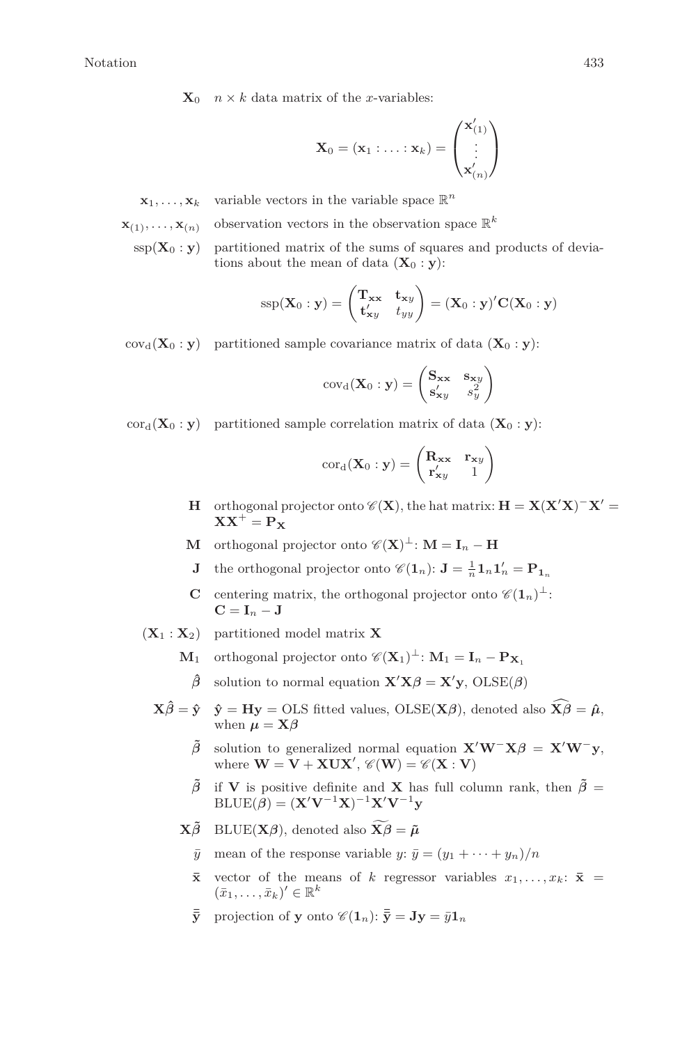$\mathbf{X}_0$ $n \times k$ data matrix of the $x$-variables:

$$\mathbf{X}_0 = (\mathbf{x}_1 : \ldots : \mathbf{x}_k) = \begin{pmatrix} \mathbf{x}'_{(1)} \\ \vdots \\ \mathbf{x}'_{(n)} \end{pmatrix}$$

$\mathbf{x}_1, \ldots, \mathbf{x}_k$ variable vectors in the variable space $\mathbb{R}^n$

$\mathbf{x}_{(1)}, \ldots, \mathbf{x}_{(n)}$ observation vectors in the observation space $\mathbb{R}^k$

$\mathrm{ssp}(\mathbf{X}_0 : \mathbf{y})$ partitioned matrix of the sums of squares and products of deviations about the mean of data $(\mathbf{X}_0 : \mathbf{y})$:

$$\mathrm{ssp}(\mathbf{X}_0 : \mathbf{y}) = \begin{pmatrix} \mathbf{T}_{\mathbf{xx}} & \mathbf{t}_{\mathbf{x}y} \\ \mathbf{t}'_{\mathbf{x}y} & t_{yy} \end{pmatrix} = (\mathbf{X}_0 : \mathbf{y})'\mathbf{C}(\mathbf{X}_0 : \mathbf{y})$$

$\mathrm{cov}_{\mathrm{d}}(\mathbf{X}_0 : \mathbf{y})$ partitioned sample covariance matrix of data $(\mathbf{X}_0 : \mathbf{y})$:

$$\mathrm{cov}_{\mathrm{d}}(\mathbf{X}_0 : \mathbf{y}) = \begin{pmatrix} \mathbf{S}_{\mathbf{xx}} & \mathbf{s}_{\mathbf{x}y} \\ \mathbf{s}'_{\mathbf{x}y} & s_y^2 \end{pmatrix}$$

$\mathrm{cor}_{\mathrm{d}}(\mathbf{X}_0 : \mathbf{y})$ partitioned sample correlation matrix of data $(\mathbf{X}_0 : \mathbf{y})$:

$$\mathrm{cor}_{\mathrm{d}}(\mathbf{X}_0 : \mathbf{y}) = \begin{pmatrix} \mathbf{R}_{\mathbf{xx}} & \mathbf{r}_{\mathbf{x}y} \\ \mathbf{r}'_{\mathbf{x}y} & 1 \end{pmatrix}$$

$\mathbf{H}$ orthogonal projector onto $\mathscr{C}(\mathbf{X})$, the hat matrix: $\mathbf{H} = \mathbf{X}(\mathbf{X}'\mathbf{X})^{-}\mathbf{X}' = \mathbf{X}\mathbf{X}^{+} = \mathbf{P}_{\mathbf{X}}$

$\mathbf{M}$ orthogonal projector onto $\mathscr{C}(\mathbf{X})^{\perp}$: $\mathbf{M} = \mathbf{I}_n - \mathbf{H}$

$\mathbf{J}$ the orthogonal projector onto $\mathscr{C}(\mathbf{1}_n)$: $\mathbf{J} = \frac{1}{n}\mathbf{1}_n\mathbf{1}'_n = \mathbf{P}_{\mathbf{1}_n}$

$\mathbf{C}$ centering matrix, the orthogonal projector onto $\mathscr{C}(\mathbf{1}_n)^{\perp}$: $\mathbf{C} = \mathbf{I}_n - \mathbf{J}$

$(\mathbf{X}_1 : \mathbf{X}_2)$ partitioned model matrix $\mathbf{X}$

$\mathbf{M}_1$ orthogonal projector onto $\mathscr{C}(\mathbf{X}_1)^{\perp}$: $\mathbf{M}_1 = \mathbf{I}_n - \mathbf{P}_{\mathbf{X}_1}$

$\hat{\boldsymbol{\beta}}$ solution to normal equation $\mathbf{X}'\mathbf{X}\boldsymbol{\beta} = \mathbf{X}'\mathbf{y}$, $\mathrm{OLSE}(\boldsymbol{\beta})$

$\mathbf{X}\hat{\boldsymbol{\beta}} = \hat{\mathbf{y}}$ $\hat{\mathbf{y}} = \mathbf{H}\mathbf{y}$ = OLS fitted values, $\mathrm{OLSE}(\mathbf{X}\boldsymbol{\beta})$, denoted also $\widehat{\mathbf{X}\boldsymbol{\beta}} = \hat{\boldsymbol{\mu}}$, when $\boldsymbol{\mu} = \mathbf{X}\boldsymbol{\beta}$

$\tilde{\boldsymbol{\beta}}$ solution to generalized normal equation $\mathbf{X}'\mathbf{W}^{-}\mathbf{X}\boldsymbol{\beta} = \mathbf{X}'\mathbf{W}^{-}\mathbf{y}$, where $\mathbf{W} = \mathbf{V} + \mathbf{X}\mathbf{U}\mathbf{X}'$, $\mathscr{C}(\mathbf{W}) = \mathscr{C}(\mathbf{X} : \mathbf{V})$

$\tilde{\boldsymbol{\beta}}$ if $\mathbf{V}$ is positive definite and $\mathbf{X}$ has full column rank, then $\tilde{\boldsymbol{\beta}} = \mathrm{BLUE}(\boldsymbol{\beta}) = (\mathbf{X}'\mathbf{V}^{-1}\mathbf{X})^{-1}\mathbf{X}'\mathbf{V}^{-1}\mathbf{y}$

$\mathbf{X}\tilde{\boldsymbol{\beta}}$ $\mathrm{BLUE}(\mathbf{X}\boldsymbol{\beta})$, denoted also $\widetilde{\mathbf{X}\boldsymbol{\beta}} = \tilde{\boldsymbol{\mu}}$

$\bar{y}$ mean of the response variable $y$: $\bar{y} = (y_1 + \cdots + y_n)/n$

$\bar{\mathbf{x}}$ vector of the means of $k$ regressor variables $x_1, \ldots, x_k$: $\bar{\mathbf{x}} = (\bar{x}_1, \ldots, \bar{x}_k)' \in \mathbb{R}^k$

$\bar{\bar{\mathbf{y}}}$ projection of $\mathbf{y}$ onto $\mathscr{C}(\mathbf{1}_n)$: $\bar{\bar{\mathbf{y}}} = \mathbf{J}\mathbf{y} = \bar{y}\mathbf{1}_n$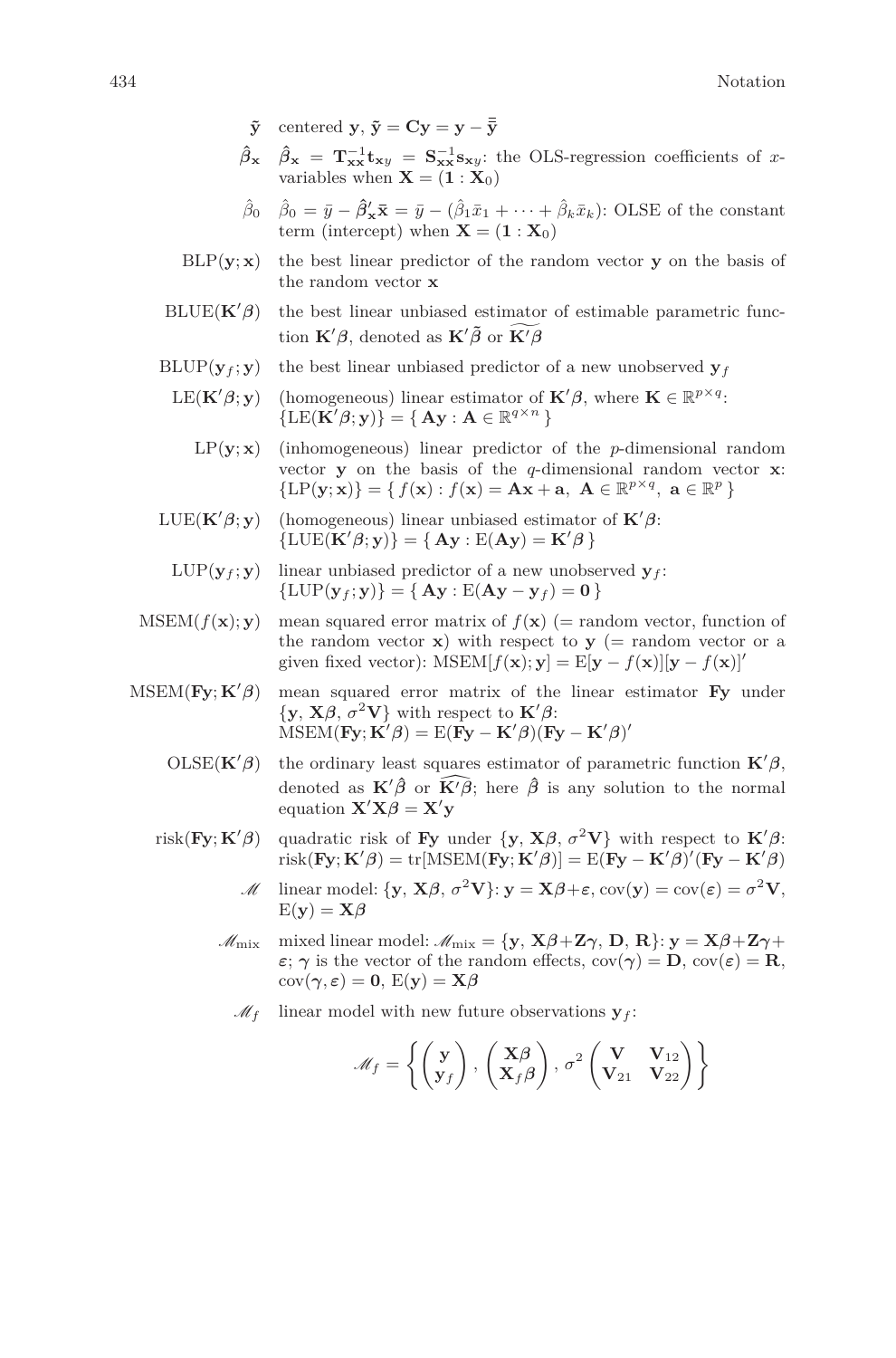$\tilde{\mathbf{y}}$ centered $\mathbf{y}$, $\tilde{\mathbf{y}} = \mathbf{C}\mathbf{y} = \mathbf{y} - \bar{\bar{\mathbf{y}}}$

$\hat{\boldsymbol{\beta}}_{\mathbf{x}}$ $\hat{\boldsymbol{\beta}}_{\mathbf{x}} = \mathbf{T}_{\mathbf{xx}}^{-1}\mathbf{t}_{\mathbf{x}y} = \mathbf{S}_{\mathbf{xx}}^{-1}\mathbf{s}_{\mathbf{x}y}$: the OLS-regression coefficients of $x$-variables when $\mathbf{X} = (\mathbf{1} : \mathbf{X}_0)$

$\hat{\beta}_0$ $\hat{\beta}_0 = \bar{y} - \hat{\boldsymbol{\beta}}_{\mathbf{x}}'\bar{\mathbf{x}} = \bar{y} - (\hat{\beta}_1\bar{x}_1 + \cdots + \hat{\beta}_k\bar{x}_k)$: OLSE of the constant term (intercept) when $\mathbf{X} = (\mathbf{1} : \mathbf{X}_0)$

$\mathrm{BLP}(\mathbf{y};\mathbf{x})$ the best linear predictor of the random vector $\mathbf{y}$ on the basis of the random vector $\mathbf{x}$

$\mathrm{BLUE}(\mathbf{K}'\boldsymbol{\beta})$ the best linear unbiased estimator of estimable parametric function $\mathbf{K}'\boldsymbol{\beta}$, denoted as $\mathbf{K}'\tilde{\boldsymbol{\beta}}$ or $\widetilde{\mathbf{K}'\boldsymbol{\beta}}$

$\mathrm{BLUP}(\mathbf{y}_f;\mathbf{y})$ the best linear unbiased predictor of a new unobserved $\mathbf{y}_f$

$\mathrm{LE}(\mathbf{K}'\boldsymbol{\beta};\mathbf{y})$ (homogeneous) linear estimator of $\mathbf{K}'\boldsymbol{\beta}$, where $\mathbf{K} \in \mathbb{R}^{p\times q}$: $\{\mathrm{LE}(\mathbf{K}'\boldsymbol{\beta};\mathbf{y})\} = \{\,\mathbf{A}\mathbf{y} : \mathbf{A} \in \mathbb{R}^{q\times n}\,\}$

$\mathrm{LP}(\mathbf{y};\mathbf{x})$ (inhomogeneous) linear predictor of the $p$-dimensional random vector $\mathbf{y}$ on the basis of the $q$-dimensional random vector $\mathbf{x}$: $\{\mathrm{LP}(\mathbf{y};\mathbf{x})\} = \{\,f(\mathbf{x}) : f(\mathbf{x}) = \mathbf{A}\mathbf{x} + \mathbf{a},\ \mathbf{A} \in \mathbb{R}^{p\times q},\ \mathbf{a} \in \mathbb{R}^p\,\}$

$\mathrm{LUE}(\mathbf{K}'\boldsymbol{\beta};\mathbf{y})$ (homogeneous) linear unbiased estimator of $\mathbf{K}'\boldsymbol{\beta}$: $\{\mathrm{LUE}(\mathbf{K}'\boldsymbol{\beta};\mathbf{y})\} = \{\,\mathbf{A}\mathbf{y} : \mathrm{E}(\mathbf{A}\mathbf{y}) = \mathbf{K}'\boldsymbol{\beta}\,\}$

$\mathrm{LUP}(\mathbf{y}_f;\mathbf{y})$ linear unbiased predictor of a new unobserved $\mathbf{y}_f$: $\{\mathrm{LUP}(\mathbf{y}_f;\mathbf{y})\} = \{\,\mathbf{A}\mathbf{y} : \mathrm{E}(\mathbf{A}\mathbf{y} - \mathbf{y}_f) = \mathbf{0}\,\}$

$\mathrm{MSEM}(f(\mathbf{x});\mathbf{y})$ mean squared error matrix of $f(\mathbf{x})$ (= random vector, function of the random vector $\mathbf{x}$) with respect to $\mathbf{y}$ (= random vector or a given fixed vector): $\mathrm{MSEM}[f(\mathbf{x});\mathbf{y}] = \mathrm{E}[\mathbf{y} - f(\mathbf{x})][\mathbf{y} - f(\mathbf{x})]'$

$\mathrm{MSEM}(\mathbf{F}\mathbf{y};\mathbf{K}'\boldsymbol{\beta})$ mean squared error matrix of the linear estimator $\mathbf{F}\mathbf{y}$ under $\{\mathbf{y},\, \mathbf{X}\boldsymbol{\beta},\, \sigma^2\mathbf{V}\}$ with respect to $\mathbf{K}'\boldsymbol{\beta}$: $\mathrm{MSEM}(\mathbf{F}\mathbf{y};\mathbf{K}'\boldsymbol{\beta}) = \mathrm{E}(\mathbf{F}\mathbf{y} - \mathbf{K}'\boldsymbol{\beta})(\mathbf{F}\mathbf{y} - \mathbf{K}'\boldsymbol{\beta})'$

$\mathrm{OLSE}(\mathbf{K}'\boldsymbol{\beta})$ the ordinary least squares estimator of parametric function $\mathbf{K}'\boldsymbol{\beta}$, denoted as $\mathbf{K}'\hat{\boldsymbol{\beta}}$ or $\widehat{\mathbf{K}'\boldsymbol{\beta}}$; here $\hat{\boldsymbol{\beta}}$ is any solution to the normal equation $\mathbf{X}'\mathbf{X}\boldsymbol{\beta} = \mathbf{X}'\mathbf{y}$

$\mathrm{risk}(\mathbf{F}\mathbf{y};\mathbf{K}'\boldsymbol{\beta})$ quadratic risk of $\mathbf{F}\mathbf{y}$ under $\{\mathbf{y},\, \mathbf{X}\boldsymbol{\beta},\, \sigma^2\mathbf{V}\}$ with respect to $\mathbf{K}'\boldsymbol{\beta}$: $\mathrm{risk}(\mathbf{F}\mathbf{y};\mathbf{K}'\boldsymbol{\beta}) = \mathrm{tr}[\mathrm{MSEM}(\mathbf{F}\mathbf{y};\mathbf{K}'\boldsymbol{\beta})] = \mathrm{E}(\mathbf{F}\mathbf{y} - \mathbf{K}'\boldsymbol{\beta})'(\mathbf{F}\mathbf{y} - \mathbf{K}'\boldsymbol{\beta})$

$\mathscr{M}$ linear model: $\{\mathbf{y},\, \mathbf{X}\boldsymbol{\beta},\, \sigma^2\mathbf{V}\}$: $\mathbf{y} = \mathbf{X}\boldsymbol{\beta} + \boldsymbol{\varepsilon}$, $\mathrm{cov}(\mathbf{y}) = \mathrm{cov}(\boldsymbol{\varepsilon}) = \sigma^2\mathbf{V}$, $\mathrm{E}(\mathbf{y}) = \mathbf{X}\boldsymbol{\beta}$

$\mathscr{M}_{\mathrm{mix}}$ mixed linear model: $\mathscr{M}_{\mathrm{mix}} = \{\mathbf{y},\, \mathbf{X}\boldsymbol{\beta} + \mathbf{Z}\boldsymbol{\gamma},\, \mathbf{D},\, \mathbf{R}\}$: $\mathbf{y} = \mathbf{X}\boldsymbol{\beta} + \mathbf{Z}\boldsymbol{\gamma} + \boldsymbol{\varepsilon}$; $\boldsymbol{\gamma}$ is the vector of the random effects, $\mathrm{cov}(\boldsymbol{\gamma}) = \mathbf{D}$, $\mathrm{cov}(\boldsymbol{\varepsilon}) = \mathbf{R}$, $\mathrm{cov}(\boldsymbol{\gamma},\boldsymbol{\varepsilon}) = \mathbf{0}$, $\mathrm{E}(\mathbf{y}) = \mathbf{X}\boldsymbol{\beta}$

$\mathscr{M}_f$ linear model with new future observations $\mathbf{y}_f$:

$$\mathscr{M}_f = \left\{ \begin{pmatrix} \mathbf{y} \\ \mathbf{y}_f \end{pmatrix},\ \begin{pmatrix} \mathbf{X}\boldsymbol{\beta} \\ \mathbf{X}_f\boldsymbol{\beta} \end{pmatrix},\ \sigma^2 \begin{pmatrix} \mathbf{V} & \mathbf{V}_{12} \\ \mathbf{V}_{21} & \mathbf{V}_{22} \end{pmatrix} \right\}$$